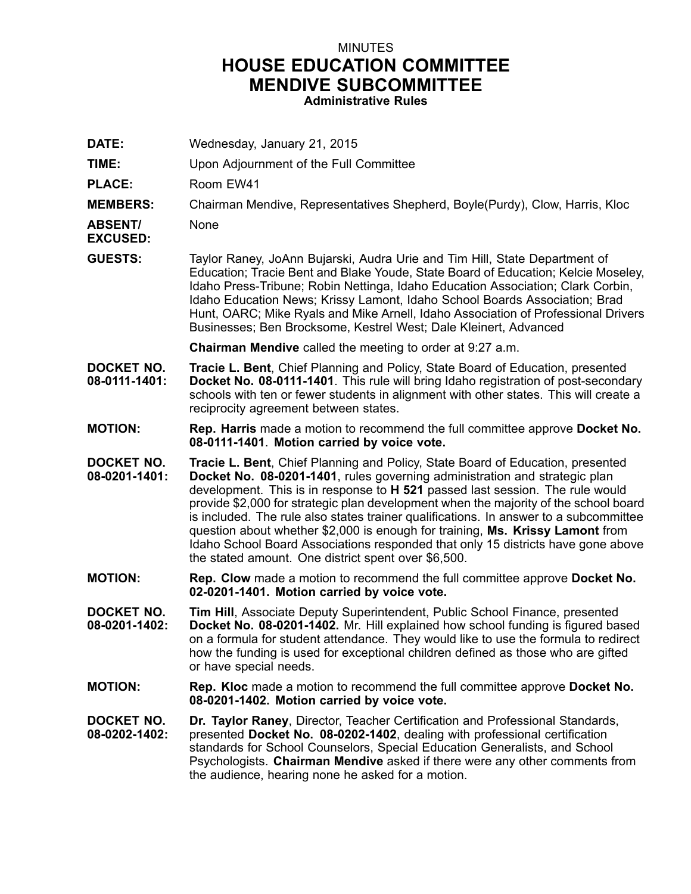MINUTES

# HOUSE EDUCATION COMMITTEE
# MENDIVE SUBCOMMITTEE

**Administrative Rules**

**DATE:** Wednesday, January 21, 2015

**TIME:** Upon Adjournment of the Full Committee

**PLACE:** Room EW41

**MEMBERS:** Chairman Mendive, Representatives Shepherd, Boyle(Purdy), Clow, Harris, Kloc

**ABSENT/ EXCUSED:** None

**GUESTS:** Taylor Raney, JoAnn Bujarski, Audra Urie and Tim Hill, State Department of Education; Tracie Bent and Blake Youde, State Board of Education; Kelcie Moseley, Idaho Press-Tribune; Robin Nettinga, Idaho Education Association; Clark Corbin, Idaho Education News; Krissy Lamont, Idaho School Boards Association; Brad Hunt, OARC; Mike Ryals and Mike Arnell, Idaho Association of Professional Drivers Businesses; Ben Brocksome, Kestrel West; Dale Kleinert, Advanced

**Chairman Mendive** called the meeting to order at 9:27 a.m.

**DOCKET NO. 08-0111-1401:** **Tracie L. Bent**, Chief Planning and Policy, State Board of Education, presented **Docket No. 08-0111-1401**. This rule will bring Idaho registration of post-secondary schools with ten or fewer students in alignment with other states. This will create a reciprocity agreement between states.

**MOTION:** **Rep. Harris** made a motion to recommend the full committee approve **Docket No. 08-0111-1401**. **Motion carried by voice vote.**

**DOCKET NO. 08-0201-1401:** **Tracie L. Bent**, Chief Planning and Policy, State Board of Education, presented **Docket No. 08-0201-1401**, rules governing administration and strategic plan development. This is in response to **H 521** passed last session. The rule would provide $2,000 for strategic plan development when the majority of the school board is included. The rule also states trainer qualifications. In answer to a subcommittee question about whether $2,000 is enough for training, **Ms. Krissy Lamont** from Idaho School Board Associations responded that only 15 districts have gone above the stated amount. One district spent over $6,500.

**MOTION:** **Rep. Clow** made a motion to recommend the full committee approve **Docket No. 02-0201-1401. Motion carried by voice vote.**

**DOCKET NO. 08-0201-1402:** **Tim Hill**, Associate Deputy Superintendent, Public School Finance, presented **Docket No. 08-0201-1402.** Mr. Hill explained how school funding is figured based on a formula for student attendance. They would like to use the formula to redirect how the funding is used for exceptional children defined as those who are gifted or have special needs.

**MOTION:** **Rep. Kloc** made a motion to recommend the full committee approve **Docket No. 08-0201-1402. Motion carried by voice vote.**

**DOCKET NO. 08-0202-1402:** **Dr. Taylor Raney**, Director, Teacher Certification and Professional Standards, presented **Docket No. 08-0202-1402**, dealing with professional certification standards for School Counselors, Special Education Generalists, and School Psychologists. **Chairman Mendive** asked if there were any other comments from the audience, hearing none he asked for a motion.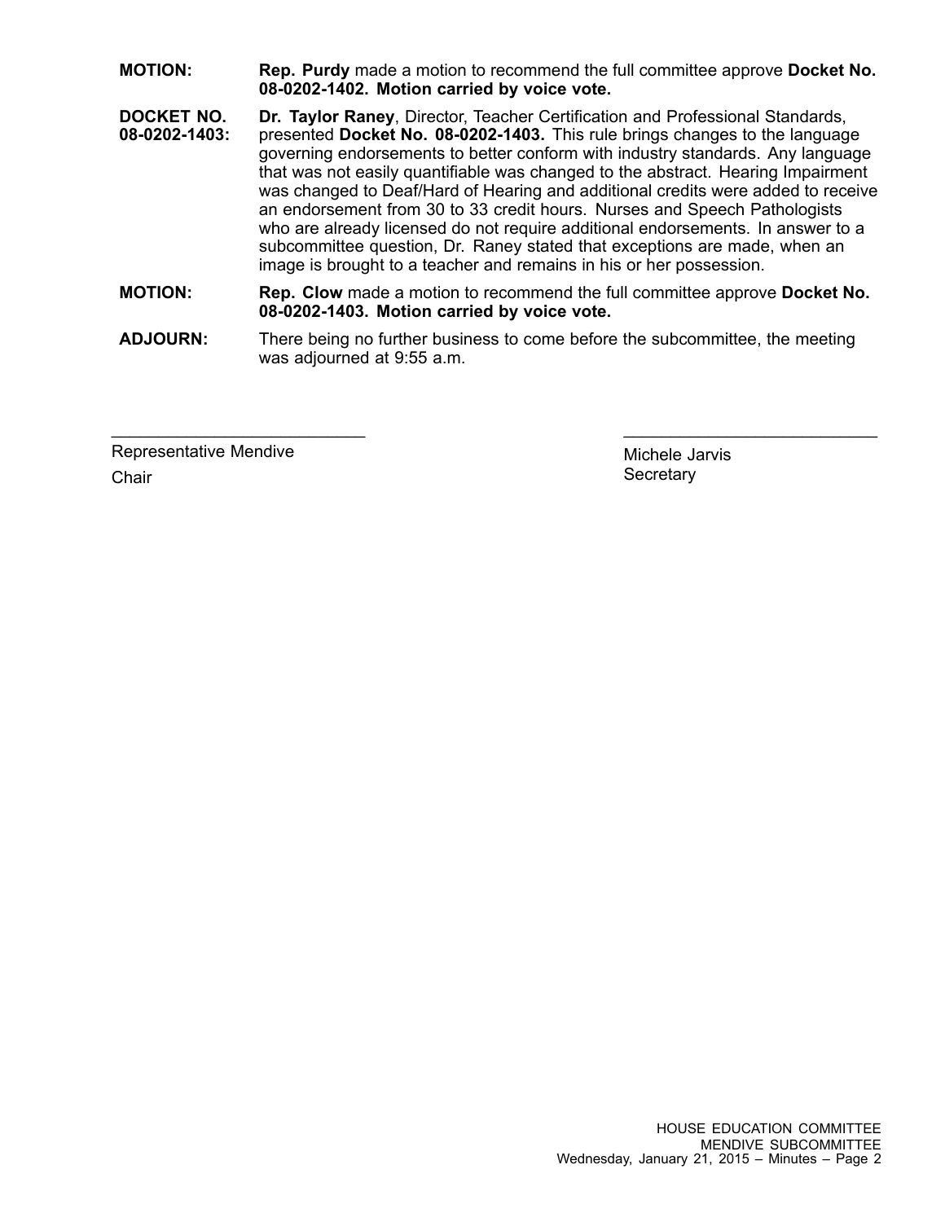**MOTION:** **Rep. Purdy** made a motion to recommend the full committee approve **Docket No. 08-0202-1402. Motion carried by voice vote.**

**DOCKET NO. 08-0202-1403:** **Dr. Taylor Raney**, Director, Teacher Certification and Professional Standards, presented **Docket No. 08-0202-1403.** This rule brings changes to the language governing endorsements to better conform with industry standards. Any language that was not easily quantifiable was changed to the abstract. Hearing Impairment was changed to Deaf/Hard of Hearing and additional credits were added to receive an endorsement from 30 to 33 credit hours. Nurses and Speech Pathologists who are already licensed do not require additional endorsements. In answer to a subcommittee question, Dr. Raney stated that exceptions are made, when an image is brought to a teacher and remains in his or her possession.

**MOTION:** **Rep. Clow** made a motion to recommend the full committee approve **Docket No. 08-0202-1403. Motion carried by voice vote.**

**ADJOURN:** There being no further business to come before the subcommittee, the meeting was adjourned at 9:55 a.m.

___________________________
Representative Mendive
Chair

___________________________
Michele Jarvis
Secretary